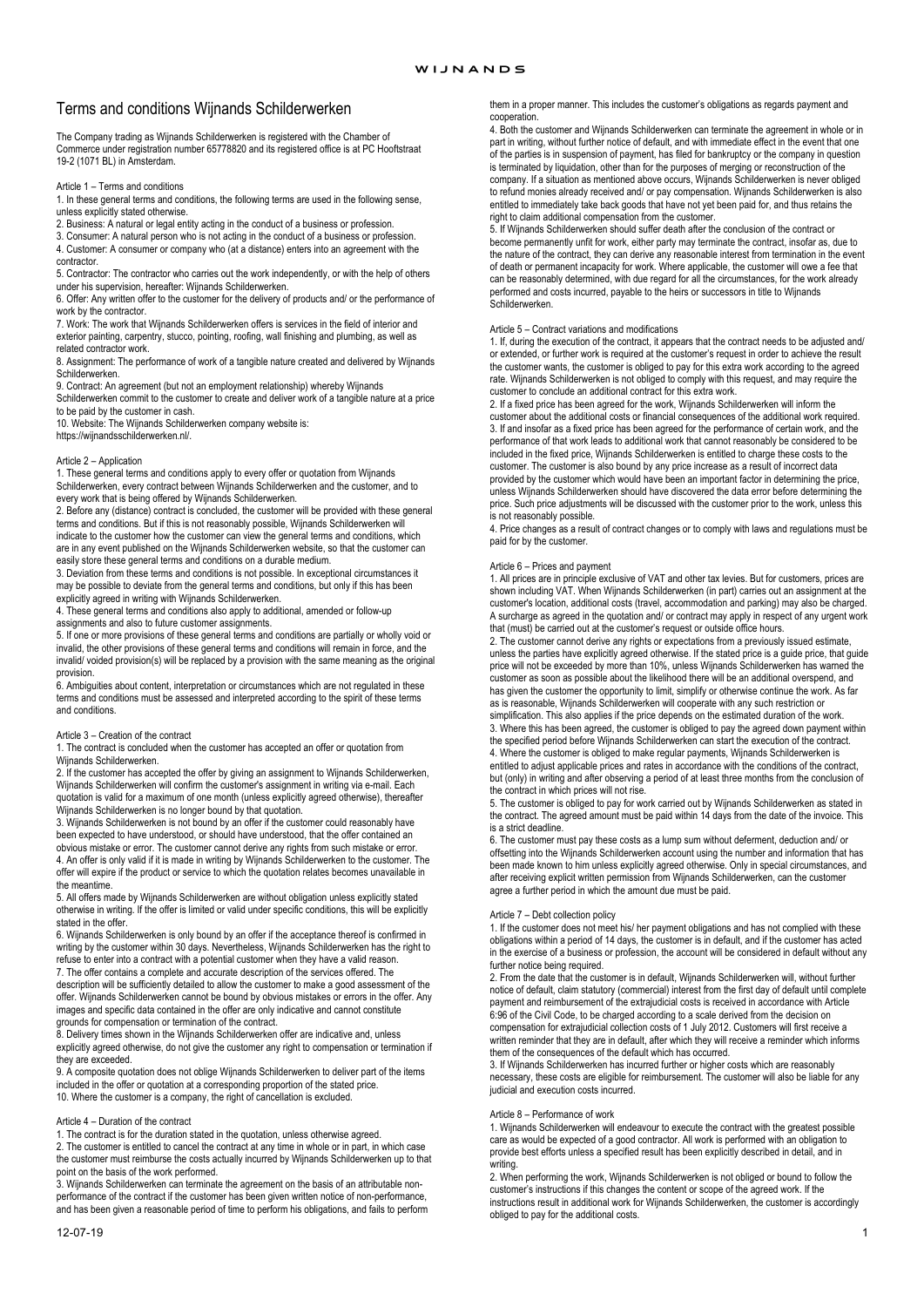# Terms and conditions Wijnands Schilderwerken

The Company trading as Wijnands Schilderwerken is registered with the Chamber of Commerce under registration number 65778820 and its registered office is at PC Hooftstraat 19-2 (1071 BL) in Amsterdam.

## Article 1 – Terms and conditions

1. In these general terms and conditions, the following terms are used in the following sense, unless explicitly stated otherwise.
2. Business: A natural or legal entity acting in the conduct of a business or profession.
3. Consumer: A natural person who is not acting in the conduct of a business or profession.
4. Customer: A consumer or company who (at a distance) enters into an agreement with the contractor.
5. Contractor: The contractor who carries out the work independently, or with the help of others under his supervision, hereafter: Wijnands Schilderwerken.
6. Offer: Any written offer to the customer for the delivery of products and/ or the performance of work by the contractor.
7. Work: The work that Wijnands Schilderwerken offers is services in the field of interior and exterior painting, carpentry, stucco, pointing, roofing, wall finishing and plumbing, as well as related contractor work.
8. Assignment: The performance of work of a tangible nature created and delivered by Wijnands Schilderwerken.
9. Contract: An agreement (but not an employment relationship) whereby Wijnands Schilderwerken commit to the customer to create and deliver work of a tangible nature at a price to be paid by the customer in cash.
10. Website: The Wijnands Schilderwerken company website is: https://wijnandsschilderwerken.nl/.

## Article 2 – Application

1. These general terms and conditions apply to every offer or quotation from Wijnands Schilderwerken, every contract between Wijnands Schilderwerken and the customer, and to every work that is being offered by Wijnands Schilderwerken.
2. Before any (distance) contract is concluded, the customer will be provided with these general terms and conditions. But if this is not reasonably possible, Wijnands Schilderwerken will indicate to the customer how the customer can view the general terms and conditions, which are in any event published on the Wijnands Schilderwerken website, so that the customer can easily store these general terms and conditions on a durable medium.
3. Deviation from these terms and conditions is not possible. In exceptional circumstances it may be possible to deviate from the general terms and conditions, but only if this has been explicitly agreed in writing with Wijnands Schilderwerken.
4. These general terms and conditions also apply to additional, amended or follow-up assignments and also to future customer assignments.
5. If one or more provisions of these general terms and conditions are partially or wholly void or invalid, the other provisions of these general terms and conditions will remain in force, and the invalid/ voided provision(s) will be replaced by a provision with the same meaning as the original provision.
6. Ambiguities about content, interpretation or circumstances which are not regulated in these terms and conditions must be assessed and interpreted according to the spirit of these terms and conditions.

## Article 3 – Creation of the contract

1. The contract is concluded when the customer has accepted an offer or quotation from Wijnands Schilderwerken.
2. If the customer has accepted the offer by giving an assignment to Wijnands Schilderwerken, Wijnands Schilderwerken will confirm the customer's assignment in writing via e-mail. Each quotation is valid for a maximum of one month (unless explicitly agreed otherwise), thereafter Wijnands Schilderwerken is no longer bound by that quotation.
3. Wijnands Schilderwerken is not bound by an offer if the customer could reasonably have been expected to have understood, or should have understood, that the offer contained an obvious mistake or error. The customer cannot derive any rights from such mistake or error.
4. An offer is only valid if it is made in writing by Wijnands Schilderwerken to the customer. The offer will expire if the product or service to which the quotation relates becomes unavailable in the meantime.
5. All offers made by Wijnands Schilderwerken are without obligation unless explicitly stated otherwise in writing. If the offer is limited or valid under specific conditions, this will be explicitly stated in the offer.
6. Wijnands Schilderwerken is only bound by an offer if the acceptance thereof is confirmed in writing by the customer within 30 days. Nevertheless, Wijnands Schilderwerken has the right to refuse to enter into a contract with a potential customer when they have a valid reason.
7. The offer contains a complete and accurate description of the services offered. The description will be sufficiently detailed to allow the customer to make a good assessment of the offer. Wijnands Schilderwerken cannot be bound by obvious mistakes or errors in the offer. Any images and specific data contained in the offer are only indicative and cannot constitute grounds for compensation or termination of the contract.
8. Delivery times shown in the Wijnands Schilderwerken offer are indicative and, unless explicitly agreed otherwise, do not give the customer any right to compensation or termination if they are exceeded.
9. A composite quotation does not oblige Wijnands Schilderwerken to deliver part of the items included in the offer or quotation at a corresponding proportion of the stated price.
10. Where the customer is a company, the right of cancellation is excluded.

## Article 4 – Duration of the contract

1. The contract is for the duration stated in the quotation, unless otherwise agreed.
2. The customer is entitled to cancel the contract at any time in whole or in part, in which case the customer must reimburse the costs actually incurred by Wijnands Schilderwerken up to that point on the basis of the work performed.
3. Wijnands Schilderwerken can terminate the agreement on the basis of an attributable non-performance of the contract if the customer has been given written notice of non-performance, and has been given a reasonable period of time to perform his obligations, and fails to perform them in a proper manner. This includes the customer's obligations as regards payment and cooperation.
4. Both the customer and Wijnands Schilderwerken can terminate the agreement in whole or in part in writing, without further notice of default, and with immediate effect in the event that one of the parties is in suspension of payment, has filed for bankruptcy or the company in question is terminated by liquidation, other than for the purposes of merging or reconstruction of the company. If a situation as mentioned above occurs, Wijnands Schilderwerken is never obliged to refund monies already received and/ or pay compensation. Wijnands Schilderwerken is also entitled to immediately take back goods that have not yet been paid for, and thus retains the right to claim additional compensation from the customer.
5. If Wijnands Schilderwerken should suffer death after the conclusion of the contract or become permanently unfit for work, either party may terminate the contract, insofar as, due to the nature of the contract, they can derive any reasonable interest from termination in the event of death or permanent incapacity for work. Where applicable, the customer will owe a fee that can be reasonably determined, with due regard for all the circumstances, for the work already performed and costs incurred, payable to the heirs or successors in title to Wijnands Schilderwerken.

## Article 5 – Contract variations and modifications

1. If, during the execution of the contract, it appears that the contract needs to be adjusted and/ or extended, or further work is required at the customer's request in order to achieve the result the customer wants, the customer is obliged to pay for this extra work according to the agreed rate. Wijnands Schilderwerken is not obliged to comply with this request, and may require the customer to conclude an additional contract for this extra work.
2. If a fixed price has been agreed for the work, Wijnands Schilderwerken will inform the customer about the additional costs or financial consequences of the additional work required.
3. If and insofar as a fixed price has been agreed for the performance of certain work, and the performance of that work leads to additional work that cannot reasonably be considered to be included in the fixed price, Wijnands Schilderwerken is entitled to charge these costs to the customer. The customer is also bound by any price increase as a result of incorrect data provided by the customer which would have been an important factor in determining the price, unless Wijnands Schilderwerken should have discovered the data error before determining the price. Such price adjustments will be discussed with the customer prior to the work, unless this is not reasonably possible.
4. Price changes as a result of contract changes or to comply with laws and regulations must be paid for by the customer.

## Article 6 – Prices and payment

1. All prices are in principle exclusive of VAT and other tax levies. But for customers, prices are shown including VAT. When Wijnands Schilderwerken (in part) carries out an assignment at the customer's location, additional costs (travel, accommodation and parking) may also be charged. A surcharge as agreed in the quotation and/ or contract may apply in respect of any urgent work that (must) be carried out at the customer's request or outside office hours.
2. The customer cannot derive any rights or expectations from a previously issued estimate, unless the parties have explicitly agreed otherwise. If the stated price is a guide price, that guide price will not be exceeded by more than 10%, unless Wijnands Schilderwerken has warned the customer as soon as possible about the likelihood there will be an additional overspend, and has given the customer the opportunity to limit, simplify or otherwise continue the work. As far as is reasonable, Wijnands Schilderwerken will cooperate with any such restriction or simplification. This also applies if the price depends on the estimated duration of the work.
3. Where this has been agreed, the customer is obliged to pay the agreed down payment within the specified period before Wijnands Schilderwerken can start the execution of the contract.
4. Where the customer is obliged to make regular payments, Wijnands Schilderwerken is entitled to adjust applicable prices and rates in accordance with the conditions of the contract, but (only) in writing and after observing a period of at least three months from the conclusion of the contract in which prices will not rise.
5. The customer is obliged to pay for work carried out by Wijnands Schilderwerken as stated in the contract. The agreed amount must be paid within 14 days from the date of the invoice. This is a strict deadline.
6. The customer must pay these costs as a lump sum without deferment, deduction and/ or offsetting into the Wijnands Schilderwerken account using the number and information that has been made known to him unless explicitly agreed otherwise. Only in special circumstances, and after receiving explicit written permission from Wijnands Schilderwerken, can the customer agree a further period in which the amount due must be paid.

## Article 7 – Debt collection policy

1. If the customer does not meet his/ her payment obligations and has not complied with these obligations within a period of 14 days, the customer is in default, and if the customer has acted in the exercise of a business or profession, the account will be considered in default without any further notice being required.
2. From the date that the customer is in default, Wijnands Schilderwerken will, without further notice of default, claim statutory (commercial) interest from the first day of default until complete payment and reimbursement of the extrajudicial costs is received in accordance with Article 6:96 of the Civil Code, to be charged according to a scale derived from the decision on compensation for extrajudicial collection costs of 1 July 2012. Customers will first receive a written reminder that they are in default, after which they will receive a reminder which informs them of the consequences of the default which has occurred.
3. If Wijnands Schilderwerken has incurred further or higher costs which are reasonably necessary, these costs are eligible for reimbursement. The customer will also be liable for any judicial and execution costs incurred.

## Article 8 – Performance of work

1. Wijnands Schilderwerken will endeavour to execute the contract with the greatest possible care as would be expected of a good contractor. All work is performed with an obligation to provide best efforts unless a specified result has been explicitly described in detail, and in writing.
2. When performing the work, Wijnands Schilderwerken is not obliged or bound to follow the customer's instructions if this changes the content or scope of the agreed work. If the instructions result in additional work for Wijnands Schilderwerken, the customer is accordingly obliged to pay for the additional costs.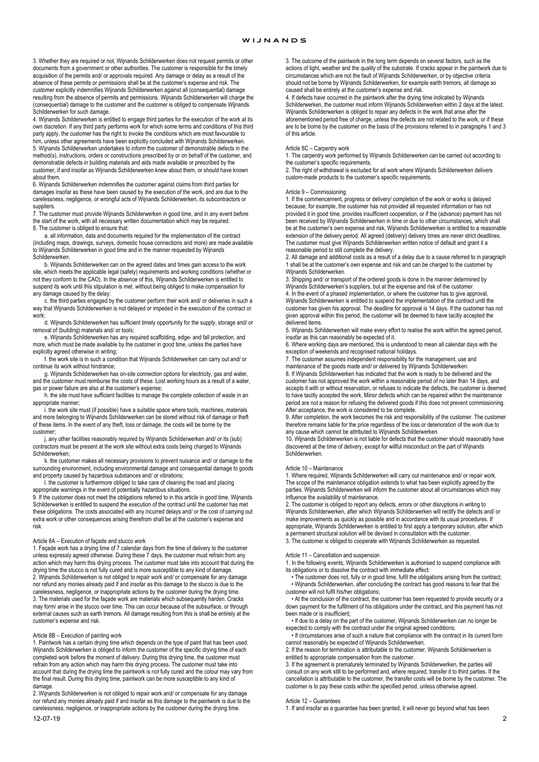3. Whether they are required or not, Wijnands Schilderwerken does not request permits or other documents from a government or other authorities. The customer is responsible for the timely acquisition of the permits and/ or approvals required. Any damage or delay as a result of the absence of these permits or permissions shall be at the customer's expense and risk. The customer explicitly indemnifies Wijnands Schilderwerken against all (consequential) damage resulting from the absence of permits and permissions. Wijnands Schilderwerken will charge the (consequential) damage to the customer and the customer is obliged to compensate Wijnands Schilderwerken for such damage.

4. Wijnands Schilderwerken is entitled to engage third parties for the execution of the work at its own discretion. If any third party performs work for which some terms and conditions of this third party apply, the customer has the right to invoke the conditions which are most favourable to him, unless other agreements have been explicitly concluded with Wijnands Schilderwerken.

5. Wijnands Schilderwerken undertakes to inform the customer of demonstrable defects in the method(s), instructions, orders or constructions prescribed by or on behalf of the customer, and demonstrable defects in building materials and aids made available or prescribed by the customer, if and insofar as Wijnands Schilderwerken knew about them, or should have known about them.

6. Wijnands Schilderwerken indemnifies the customer against claims from third parties for damages insofar as these have been caused by the execution of the work, and are due to the carelessness, negligence, or wrongful acts of Wijnands Schilderwerken, its subcontractors or suppliers.

7. The customer must provide Wijnands Schilderwerken in good time, and in any event before the start of the work, with all necessary written documentation which may be required.

8. The customer is obliged to ensure that:

a. all information, data and documents required for the implementation of the contract (including maps, drawings, surveys, domestic house connections and more) are made available to Wijnands Schilderwerken in good time and in the manner requested by Wijnands Schilderwerken;

b. Wijnands Schilderwerken can on the agreed dates and times gain access to the work site, which meets the applicable legal (safety) requirements and working conditions (whether or not they conform to the CAO). In the absence of this, Wijnands Schilderwerken is entitled to suspend its work until this stipulation is met, without being obliged to make compensation for any damage caused by the delay;

c. the third parties engaged by the customer perform their work and/ or deliveries in such a way that Wijnands Schilderwerken is not delayed or impeded in the execution of the contract or work;

d. Wijnands Schilderwerken has sufficient timely opportunity for the supply, storage and/ or removal of (building) materials and/ or tools;

e. Wijnands Schilderwerken has any required scaffolding, edge- and fall protection, and more, which must be made available by the customer in good time, unless the parties have explicitly agreed otherwise in writing;

f. the work site is in such a condition that Wijnands Schilderwerken can carry out and/ or continue its work without hindrance;

g. Wijnands Schilderwerken has on-site connection options for electricity, gas and water, and the customer must reimburse the costs of these. Lost working hours as a result of a water, gas or power failure are also at the customer's expense;

h. the site must have sufficient facilities to manage the complete collection of waste in an appropriate manner;

i. the work site must (if possible) have a suitable space where tools, machines, materials and more belonging to Wijnands Schilderwerken can be stored without risk of damage or theft of these items. In the event of any theft, loss or damage, the costs will be borne by the customer;

j. any other facilities reasonably required by Wijnands Schilderwerken and/ or its (sub) contractors must be present at the work site without extra costs being charged to Wijnands Schilderwerken;

k. the customer makes all necessary provisions to prevent nuisance and/ or damage to the surrounding environment, including environmental damage and consequential damage to goods and property caused by hazardous substances and/ or vibrations;

l. the customer is furthermore obliged to take care of cleaning the road and placing appropriate warnings in the event of potentially hazardous situations.

9. If the customer does not meet the obligations referred to in this article in good time, Wijnands Schilderwerken is entitled to suspend the execution of the contract until the customer has met these obligations. The costs associated with any incurred delays and/ or the cost of carrying out extra work or other consequences arising therefrom shall be at the customer's expense and risk.

## Article 8A – Execution of façade and stucco work

1. Façade work has a drying time of 7 calendar days from the time of delivery to the customer unless expressly agreed otherwise. During these 7 days, the customer must refrain from any action which may harm this drying process. The customer must take into account that during the drying time the stucco is not fully cured and is more susceptible to any kind of damage.

2. Wijnands Schilderwerken is not obliged to repair work and/ or compensate for any damage nor refund any monies already paid if and insofar as this damage to the stucco is due to the carelessness, negligence, or inappropriate actions by the customer during the drying time.

3. The materials used for the façade work are materials which subsequently harden. Cracks may form/ arise in the stucco over time. This can occur because of the subsurface, or through external causes such as earth tremors. All damage resulting from this is shall be entirely at the customer's expense and risk.

## Article 8B – Execution of painting work

1. Paintwork has a certain drying time which depends on the type of paint that has been used. Wijnands Schilderwerken is obliged to inform the customer of the specific drying time of each completed work before the moment of delivery. During this drying time, the customer must refrain from any action which may harm this drying process. The customer must take into account that during the drying time the paintwork is not fully cured and the colour may vary from the final result. During this drying time, paintwork can be more susceptible to any kind of damage.

2. Wijnands Schilderwerken is not obliged to repair work and/ or compensate for any damage nor refund any monies already paid if and insofar as this damage to the paintwork is due to the carelessness, negligence, or inappropriate actions by the customer during the drying time.

3. The outcome of the paintwork in the long term depends on several factors, such as the actions of light, weather and the quality of the substrate. If cracks appear in the paintwork due to circumstances which are not the fault of Wijnands Schilderwerken, or by objective criteria should not be borne by Wijnands Schilderwerken, for example earth tremors, all damage so caused shall be entirely at the customer's expense and risk.

4. If defects have occurred in the paintwork after the drying time indicated by Wijnands Schilderwerken, the customer must inform Wijnands Schilderwerken within 2 days at the latest. Wijnands Schilderwerken is obliged to repair any defects in the work that arise after the aforementioned period free of charge, unless the defects are not related to the work, or if these are to be borne by the customer on the basis of the provisions referred to in paragraphs 1 and 3 of this article.

## Article 8C – Carpentry work

1. The carpentry work performed by Wijnands Schilderwerken can be carried out according to the customer's specific requirements.

2. The right of withdrawal is excluded for all work where Wijnands Schilderwerken delivers custom-made products to the customer's specific requirements.

## Article 9 – Commissioning

1. If the commencement, progress or delivery/ completion of the work or works is delayed because, for example, the customer has not provided all requested information or has not provided it in good time, provides insufficient cooperation, or if the (advance) payment has not been received by Wijnands Schilderwerken in time or due to other circumstances, which shall be at the customer's own expense and risk, Wijnands Schilderwerken is entitled to a reasonable extension of the delivery period. All agreed (delivery) delivery times are never strict deadlines. The customer must give Wijnands Schilderwerken written notice of default and grant it a reasonable period to still complete the delivery.

2. All damage and additional costs as a result of a delay due to a cause referred to in paragraph 1 shall be at the customer's own expense and risk and can be charged to the customer by Wijnands Schilderwerken.

3. Shipping and/ or transport of the ordered goods is done in the manner determined by Wijnands Schilderwerken's suppliers, but at the expense and risk of the customer.

4. In the event of a phased implementation, or where the customer has to give approval, Wijnands Schilderwerken is entitled to suspend the implementation of the contract until the customer has given his approval. The deadline for approval is 14 days. If the customer has not given approval within this period, the customer will be deemed to have tacitly accepted the delivered items.

5. Wijnands Schilderwerken will make every effort to realise the work within the agreed period, insofar as this can reasonably be expected of it.

6. Where working days are mentioned, this is understood to mean all calendar days with the exception of weekends and recognised national holidays.

7. The customer assumes independent responsibility for the management, use and maintenance of the goods made and/ or delivered by Wijnands Schilderwerken.

8. If Wijnands Schilderwerken has indicated that the work is ready to be delivered and the customer has not approved the work within a reasonable period of no later than 14 days, and accepts it with or without reservation, or refuses to indicate the defects, the customer is deemed to have tacitly accepted the work. Minor defects which can be repaired within the maintenance period are not a reason for refusing the delivered goods if this does not prevent commissioning. After acceptance, the work is considered to be complete.

9. After completion, the work becomes the risk and responsibility of the customer. The customer therefore remains liable for the price regardless of the loss or deterioration of the work due to any cause which cannot be attributed to Wijnands Schilderwerken.

10. Wijnands Schilderwerken is not liable for defects that the customer should reasonably have discovered at the time of delivery, except for willful misconduct on the part of Wijnands Schilderwerken.

## Article 10 – Maintenance

1. Where required, Wijnands Schilderwerken will carry out maintenance and/ or repair work. The scope of the maintenance obligation extends to what has been explicitly agreed by the parties. Wijnands Schilderwerken will inform the customer about all circumstances which may influence the availability of maintenance.

2. The customer is obliged to report any defects, errors or other disruptions in writing to Wijnands Schilderwerken, after which Wijnands Schilderwerken will rectify the defects and/ or make improvements as quickly as possible and in accordance with its usual procedures. If appropriate, Wijnands Schilderwerken is entitled to first apply a temporary solution, after which a permanent structural solution will be devised in consultation with the customer.

3. The customer is obliged to cooperate with Wijnands Schilderwerken as requested.

## Article 11 – Cancellation and suspension

1. In the following events, Wijnands Schilderwerken is authorised to suspend compliance with its obligations or to dissolve the contract with immediate effect:

- The customer does not, fully or in good time, fulfil the obligations arising from the contract;
- Wijnands Schilderwerken, after concluding the contract has good reasons to fear that the customer will not fulfil his/her obligations;
- At the conclusion of the contract, the customer has been requested to provide security or a down payment for the fulfilment of his obligations under the contract, and this payment has not been made or is insufficient;
- If due to a delay on the part of the customer, Wijnands Schilderwerken can no longer be expected to comply with the contract under the original agreed conditions;
- If circumstances arise of such a nature that compliance with the contract in its current form cannot reasonably be expected of Wijnands Schilderwerken.

2. If the reason for termination is attributable to the customer, Wijnands Schilderwerken is entitled to appropriate compensation from the customer.

3. If the agreement is prematurely terminated by Wijnands Schilderwerken, the parties will consult on any work still to be performed and, where required, transfer it to third parties. If the cancellation is attributable to the customer, the transfer costs will be borne by the customer. The customer is to pay these costs within the specified period, unless otherwise agreed.

## Article 12 – Guarantees

1. If and insofar as a guarantee has been granted, it will never go beyond what has been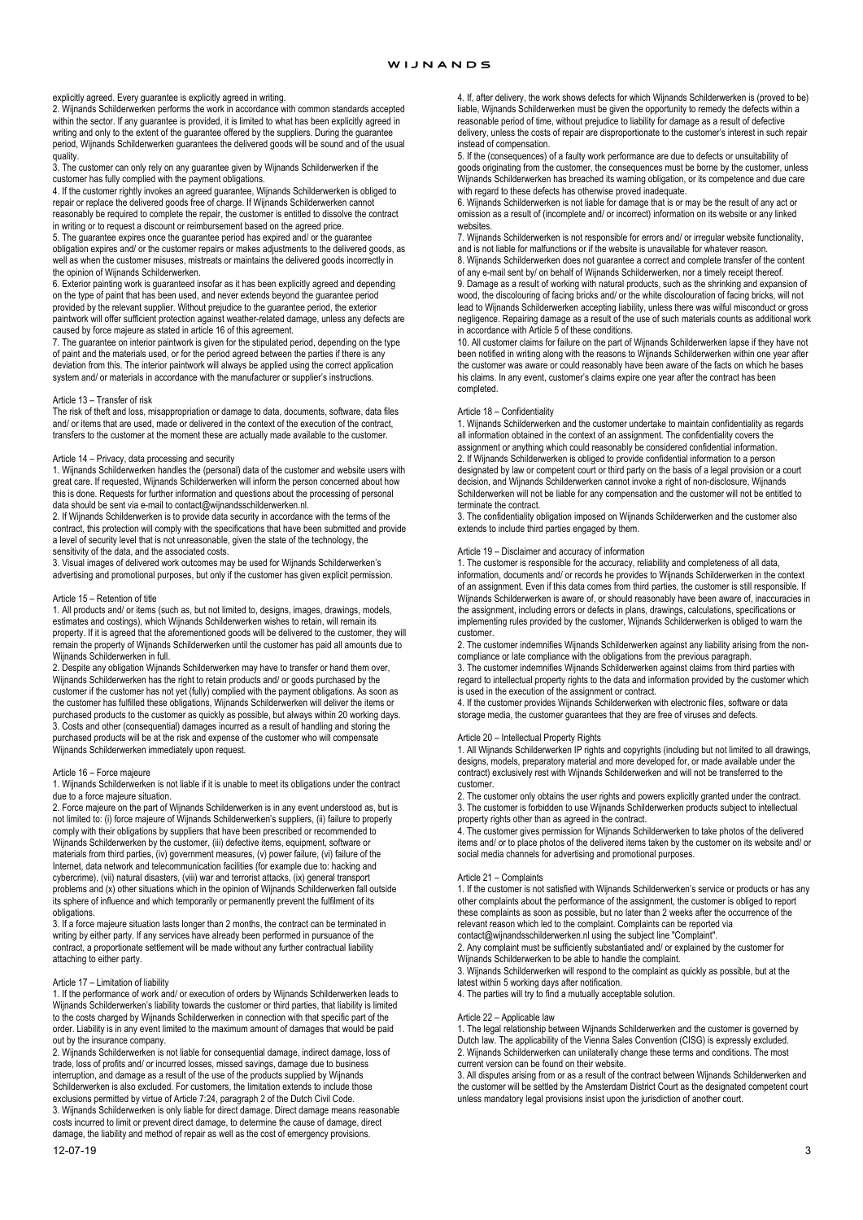explicitly agreed. Every guarantee is explicitly agreed in writing.

2. Wijnands Schilderwerken performs the work in accordance with common standards accepted within the sector. If any guarantee is provided, it is limited to what has been explicitly agreed in writing and only to the extent of the guarantee offered by the suppliers. During the guarantee period, Wijnands Schilderwerken guarantees the delivered goods will be sound and of the usual quality.

3. The customer can only rely on any guarantee given by Wijnands Schilderwerken if the customer has fully complied with the payment obligations.

4. If the customer rightly invokes an agreed guarantee, Wijnands Schilderwerken is obliged to repair or replace the delivered goods free of charge. If Wijnands Schilderwerken cannot reasonably be required to complete the repair, the customer is entitled to dissolve the contract in writing or to request a discount or reimbursement based on the agreed price.

5. The guarantee expires once the guarantee period has expired and/ or the guarantee obligation expires and/ or the customer repairs or makes adjustments to the delivered goods, as well as when the customer misuses, mistreats or maintains the delivered goods incorrectly in the opinion of Wijnands Schilderwerken.

6. Exterior painting work is guaranteed insofar as it has been explicitly agreed and depending on the type of paint that has been used, and never extends beyond the guarantee period provided by the relevant supplier. Without prejudice to the guarantee period, the exterior paintwork will offer sufficient protection against weather-related damage, unless any defects are caused by force majeure as stated in article 16 of this agreement.

7. The guarantee on interior paintwork is given for the stipulated period, depending on the type of paint and the materials used, or for the period agreed between the parties if there is any deviation from this. The interior paintwork will always be applied using the correct application system and/ or materials in accordance with the manufacturer or supplier's instructions.

Article 13 – Transfer of risk

The risk of theft and loss, misappropriation or damage to data, documents, software, data files and/ or items that are used, made or delivered in the context of the execution of the contract, transfers to the customer at the moment these are actually made available to the customer.

Article 14 – Privacy, data processing and security

1. Wijnands Schilderwerken handles the (personal) data of the customer and website users with great care. If requested, Wijnands Schilderwerken will inform the person concerned about how this is done. Requests for further information and questions about the processing of personal data should be sent via e-mail to contact@wijnandsschilderwerken.nl.

2. If Wijnands Schilderwerken is to provide data security in accordance with the terms of the contract, this protection will comply with the specifications that have been submitted and provide a level of security level that is not unreasonable, given the state of the technology, the sensitivity of the data, and the associated costs.

3. Visual images of delivered work outcomes may be used for Wijnands Schilderwerken's advertising and promotional purposes, but only if the customer has given explicit permission.

Article 15 – Retention of title

1. All products and/ or items (such as, but not limited to, designs, images, drawings, models, estimates and costings), which Wijnands Schilderwerken wishes to retain, will remain its property. If it is agreed that the aforementioned goods will be delivered to the customer, they will remain the property of Wijnands Schilderwerken until the customer has paid all amounts due to Wijnands Schilderwerken in full.

2. Despite any obligation Wijnands Schilderwerken may have to transfer or hand them over, Wijnands Schilderwerken has the right to retain products and/ or goods purchased by the customer if the customer has not yet (fully) complied with the payment obligations. As soon as the customer has fulfilled these obligations, Wijnands Schilderwerken will deliver the items or purchased products to the customer as quickly as possible, but always within 20 working days.

3. Costs and other (consequential) damages incurred as a result of handling and storing the purchased products will be at the risk and expense of the customer who will compensate Wijnands Schilderwerken immediately upon request.

Article 16 – Force majeure

1. Wijnands Schilderwerken is not liable if it is unable to meet its obligations under the contract due to a force majeure situation.

2. Force majeure on the part of Wijnands Schilderwerken is in any event understood as, but is not limited to: (i) force majeure of Wijnands Schilderwerken's suppliers, (ii) failure to properly comply with their obligations by suppliers that have been prescribed or recommended to Wijnands Schilderwerken by the customer, (iii) defective items, equipment, software or materials from third parties, (iv) government measures, (v) power failure, (vi) failure of the Internet, data network and telecommunication facilities (for example due to: hacking and cybercrime), (vii) natural disasters, (viii) war and terrorist attacks, (ix) general transport problems and (x) other situations which in the opinion of Wijnands Schilderwerken fall outside its sphere of influence and which temporarily or permanently prevent the fulfilment of its obligations.

3. If a force majeure situation lasts longer than 2 months, the contract can be terminated in writing by either party. If any services have already been performed in pursuance of the contract, a proportionate settlement will be made without any further contractual liability attaching to either party.

Article 17 – Limitation of liability

1. If the performance of work and/ or execution of orders by Wijnands Schilderwerken leads to Wijnands Schilderwerken's liability towards the customer or third parties, that liability is limited to the costs charged by Wijnands Schilderwerken in connection with that specific part of the order. Liability is in any event limited to the maximum amount of damages that would be paid out by the insurance company.

2. Wijnands Schilderwerken is not liable for consequential damage, indirect damage, loss of trade, loss of profits and/ or incurred losses, missed savings, damage due to business interruption, and damage as a result of the use of the products supplied by Wijnands Schilderwerken is also excluded. For customers, the limitation extends to include those exclusions permitted by virtue of Article 7:24, paragraph 2 of the Dutch Civil Code.

3. Wijnands Schilderwerken is only liable for direct damage. Direct damage means reasonable costs incurred to limit or prevent direct damage, to determine the cause of damage, direct damage, the liability and method of repair as well as the cost of emergency provisions.

4. If, after delivery, the work shows defects for which Wijnands Schilderwerken is (proved to be) liable, Wijnands Schilderwerken must be given the opportunity to remedy the defects within a reasonable period of time, without prejudice to liability for damage as a result of defective delivery, unless the costs of repair are disproportionate to the customer's interest in such repair instead of compensation.

5. If the (consequences) of a faulty work performance are due to defects or unsuitability of goods originating from the customer, the consequences must be borne by the customer, unless Wijnands Schilderwerken has breached its warning obligation, or its competence and due care with regard to these defects has otherwise proved inadequate.

6. Wijnands Schilderwerken is not liable for damage that is or may be the result of any act or omission as a result of (incomplete and/ or incorrect) information on its website or any linked websites.

7. Wijnands Schilderwerken is not responsible for errors and/ or irregular website functionality, and is not liable for malfunctions or if the website is unavailable for whatever reason.

8. Wijnands Schilderwerken does not guarantee a correct and complete transfer of the content of any e-mail sent by/ on behalf of Wijnands Schilderwerken, nor a timely receipt thereof.

9. Damage as a result of working with natural products, such as the shrinking and expansion of wood, the discolouring of facing bricks and/ or the white discolouration of facing bricks, will not lead to Wijnands Schilderwerken accepting liability, unless there was wilful misconduct or gross negligence. Repairing damage as a result of the use of such materials counts as additional work in accordance with Article 5 of these conditions.

10. All customer claims for failure on the part of Wijnands Schilderwerken lapse if they have not been notified in writing along with the reasons to Wijnands Schilderwerken within one year after the customer was aware or could reasonably have been aware of the facts on which he bases his claims. In any event, customer's claims expire one year after the contract has been completed.

Article 18 – Confidentiality

1. Wijnands Schilderwerken and the customer undertake to maintain confidentiality as regards all information obtained in the context of an assignment. The confidentiality covers the assignment or anything which could reasonably be considered confidential information.

2. If Wijnands Schilderwerken is obliged to provide confidential information to a person designated by law or competent court or third party on the basis of a legal provision or a court decision, and Wijnands Schilderwerken cannot invoke a right of non-disclosure, Wijnands Schilderwerken will not be liable for any compensation and the customer will not be entitled to terminate the contract.

3. The confidentiality obligation imposed on Wijnands Schilderwerken and the customer also extends to include third parties engaged by them.

Article 19 – Disclaimer and accuracy of information

1. The customer is responsible for the accuracy, reliability and completeness of all data, information, documents and/ or records he provides to Wijnands Schilderwerken in the context of an assignment. Even if this data comes from third parties, the customer is still responsible. If Wijnands Schilderwerken is aware of, or should reasonably have been aware of, inaccuracies in the assignment, including errors or defects in plans, drawings, calculations, specifications or implementing rules provided by the customer, Wijnands Schilderwerken is obliged to warn the customer.

2. The customer indemnifies Wijnands Schilderwerken against any liability arising from the non-compliance or late compliance with the obligations from the previous paragraph.

3. The customer indemnifies Wijnands Schilderwerken against claims from third parties with regard to intellectual property rights to the data and information provided by the customer which is used in the execution of the assignment or contract.

4. If the customer provides Wijnands Schilderwerken with electronic files, software or data storage media, the customer guarantees that they are free of viruses and defects.

Article 20 – Intellectual Property Rights

1. All Wijnands Schilderwerken IP rights and copyrights (including but not limited to all drawings, designs, models, preparatory material and more developed for, or made available under the contract) exclusively rest with Wijnands Schilderwerken and will not be transferred to the customer.

2. The customer only obtains the user rights and powers explicitly granted under the contract.

3. The customer is forbidden to use Wijnands Schilderwerken products subject to intellectual property rights other than as agreed in the contract.

4. The customer gives permission for Wijnands Schilderwerken to take photos of the delivered items and/ or to place photos of the delivered items taken by the customer on its website and/ or social media channels for advertising and promotional purposes.

Article 21 – Complaints

1. If the customer is not satisfied with Wijnands Schilderwerken's service or products or has any other complaints about the performance of the assignment, the customer is obliged to report these complaints as soon as possible, but no later than 2 weeks after the occurrence of the relevant reason which led to the complaint. Complaints can be reported via contact@wijnandsschilderwerken.nl using the subject line "Complaint".

2. Any complaint must be sufficiently substantiated and/ or explained by the customer for Wijnands Schilderwerken to be able to handle the complaint.

3. Wijnands Schilderwerken will respond to the complaint as quickly as possible, but at the latest within 5 working days after notification.

4. The parties will try to find a mutually acceptable solution.

Article 22 – Applicable law

1. The legal relationship between Wijnands Schilderwerken and the customer is governed by Dutch law. The applicability of the Vienna Sales Convention (CISG) is expressly excluded.

2. Wijnands Schilderwerken can unilaterally change these terms and conditions. The most current version can be found on their website.

3. All disputes arising from or as a result of the contract between Wijnands Schilderwerken and the customer will be settled by the Amsterdam District Court as the designated competent court unless mandatory legal provisions insist upon the jurisdiction of another court.